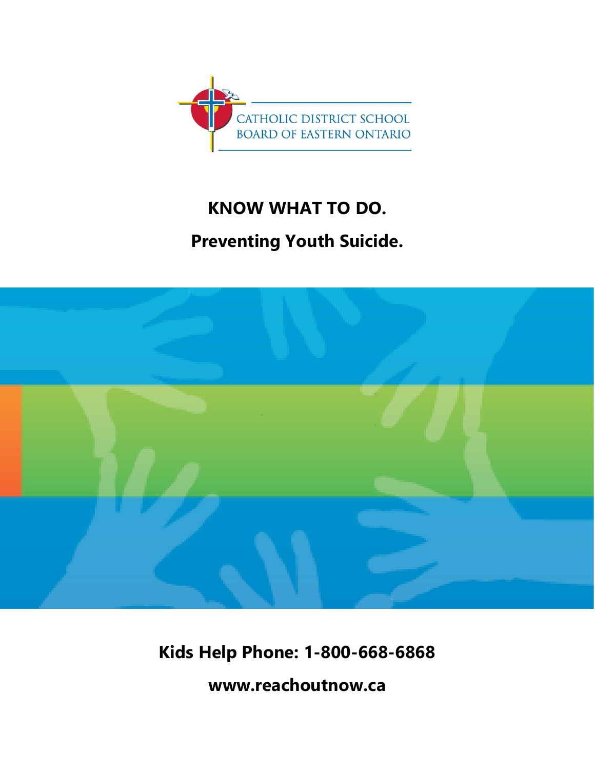CATHOLIC DISTRICT SCHOOL BOARD OF EASTERN ONTARIO

# KNOW WHAT TO DO.

## Preventing Youth Suicide.

**Kids Help Phone: 1-800-668-6868**

**www.reachoutnow.ca**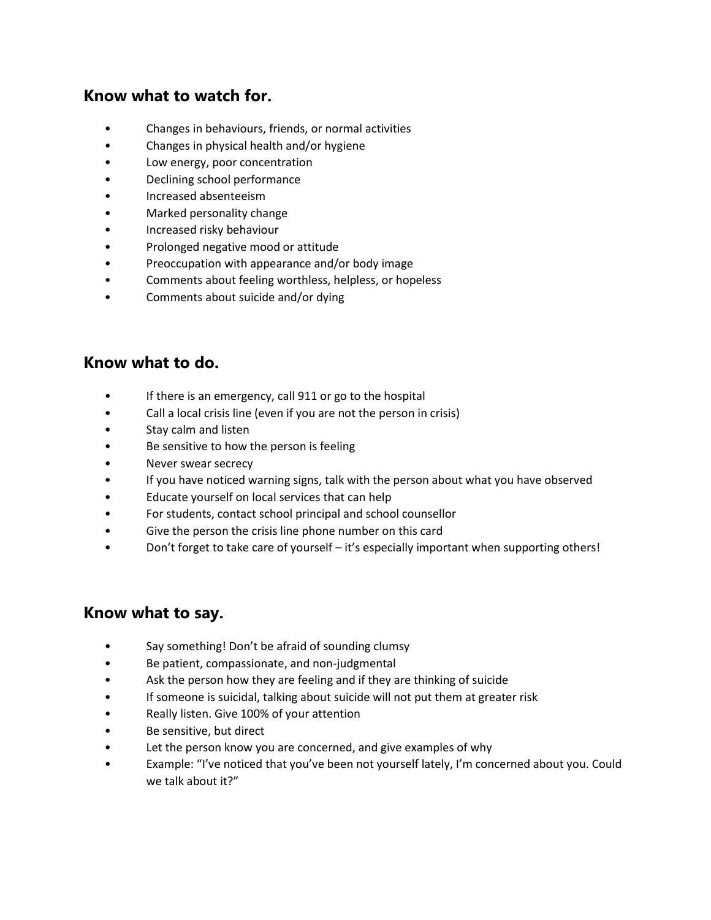## Know what to watch for.

- Changes in behaviours, friends, or normal activities
- Changes in physical health and/or hygiene
- Low energy, poor concentration
- Declining school performance
- Increased absenteeism
- Marked personality change
- Increased risky behaviour
- Prolonged negative mood or attitude
- Preoccupation with appearance and/or body image
- Comments about feeling worthless, helpless, or hopeless
- Comments about suicide and/or dying

## Know what to do.

- If there is an emergency, call 911 or go to the hospital
- Call a local crisis line (even if you are not the person in crisis)
- Stay calm and listen
- Be sensitive to how the person is feeling
- Never swear secrecy
- If you have noticed warning signs, talk with the person about what you have observed
- Educate yourself on local services that can help
- For students, contact school principal and school counsellor
- Give the person the crisis line phone number on this card
- Don't forget to take care of yourself – it's especially important when supporting others!

## Know what to say.

- Say something! Don't be afraid of sounding clumsy
- Be patient, compassionate, and non-judgmental
- Ask the person how they are feeling and if they are thinking of suicide
- If someone is suicidal, talking about suicide will not put them at greater risk
- Really listen. Give 100% of your attention
- Be sensitive, but direct
- Let the person know you are concerned, and give examples of why
- Example: "I've noticed that you've been not yourself lately, I'm concerned about you. Could we talk about it?"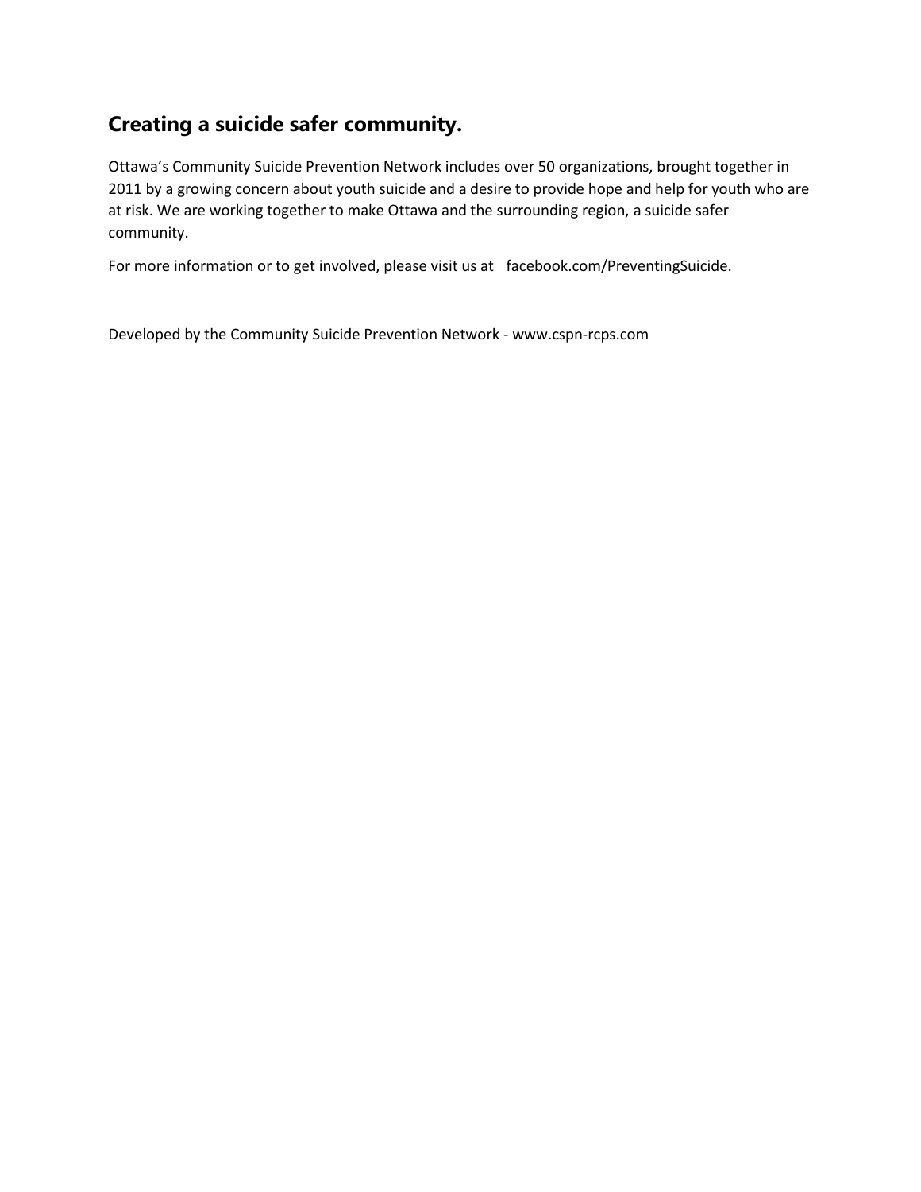## Creating a suicide safer community.

Ottawa's Community Suicide Prevention Network includes over 50 organizations, brought together in 2011 by a growing concern about youth suicide and a desire to provide hope and help for youth who are at risk. We are working together to make Ottawa and the surrounding region, a suicide safer community.

For more information or to get involved, please visit us at facebook.com/PreventingSuicide.

Developed by the Community Suicide Prevention Network - www.cspn-rcps.com